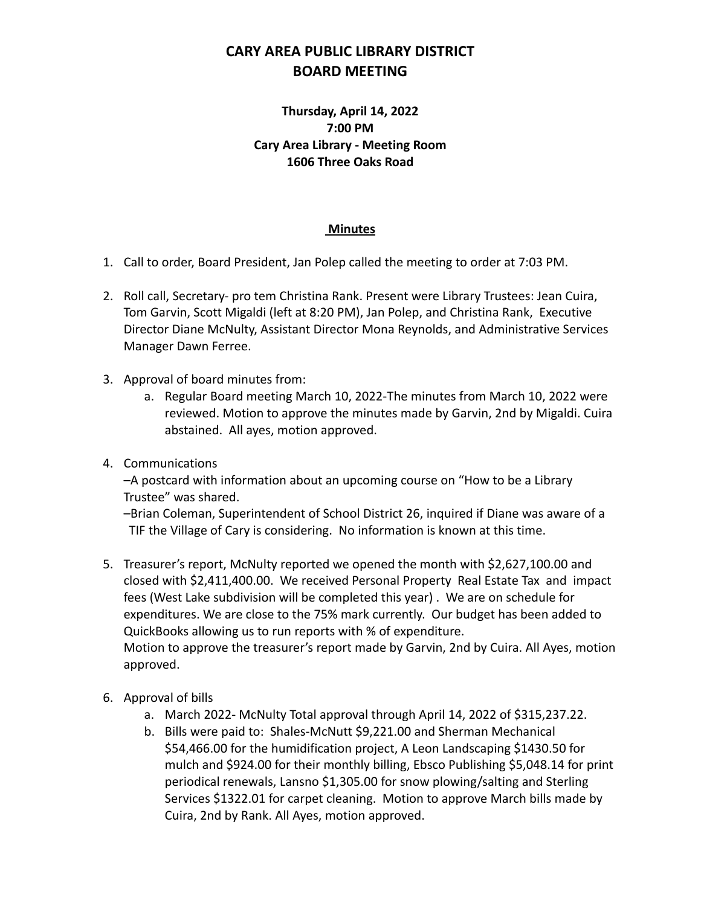# CARY AREA PUBLIC LIBRARY DISTRICT
# BOARD MEETING

**Thursday, April 14, 2022**
**7:00 PM**
**Cary Area Library - Meeting Room**
**1606 Three Oaks Road**

## Minutes

1. Call to order, Board President, Jan Polep called the meeting to order at 7:03 PM.

2. Roll call, Secretary- pro tem Christina Rank. Present were Library Trustees: Jean Cuira, Tom Garvin, Scott Migaldi (left at 8:20 PM), Jan Polep, and Christina Rank, Executive Director Diane McNulty, Assistant Director Mona Reynolds, and Administrative Services Manager Dawn Ferree.

3. Approval of board minutes from:
   a. Regular Board meeting March 10, 2022-The minutes from March 10, 2022 were reviewed. Motion to approve the minutes made by Garvin, 2nd by Migaldi. Cuira abstained. All ayes, motion approved.

4. Communications
   –A postcard with information about an upcoming course on "How to be a Library Trustee" was shared.
   –Brian Coleman, Superintendent of School District 26, inquired if Diane was aware of a TIF the Village of Cary is considering. No information is known at this time.

5. Treasurer's report, McNulty reported we opened the month with $2,627,100.00 and closed with $2,411,400.00. We received Personal Property Real Estate Tax and impact fees (West Lake subdivision will be completed this year) . We are on schedule for expenditures. We are close to the 75% mark currently. Our budget has been added to QuickBooks allowing us to run reports with % of expenditure.
   Motion to approve the treasurer's report made by Garvin, 2nd by Cuira. All Ayes, motion approved.

6. Approval of bills
   a. March 2022- McNulty Total approval through April 14, 2022 of $315,237.22.
   b. Bills were paid to: Shales-McNutt $9,221.00 and Sherman Mechanical $54,466.00 for the humidification project, A Leon Landscaping $1430.50 for mulch and $924.00 for their monthly billing, Ebsco Publishing $5,048.14 for print periodical renewals, Lansno $1,305.00 for snow plowing/salting and Sterling Services $1322.01 for carpet cleaning. Motion to approve March bills made by Cuira, 2nd by Rank. All Ayes, motion approved.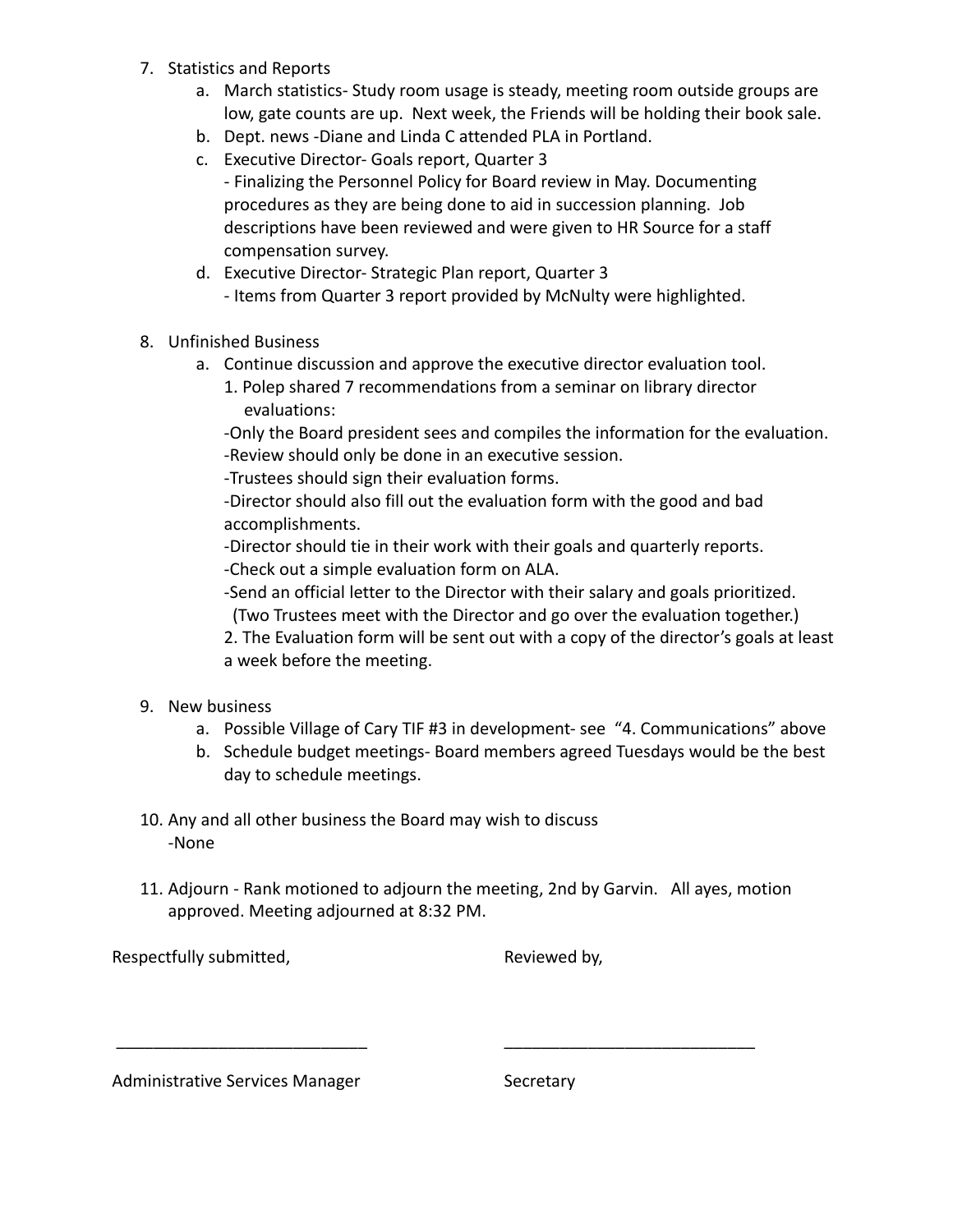7. Statistics and Reports
    a. March statistics- Study room usage is steady, meeting room outside groups are low, gate counts are up. Next week, the Friends will be holding their book sale.
    b. Dept. news -Diane and Linda C attended PLA in Portland.
    c. Executive Director- Goals report, Quarter 3
       - Finalizing the Personnel Policy for Board review in May. Documenting procedures as they are being done to aid in succession planning. Job descriptions have been reviewed and were given to HR Source for a staff compensation survey.
    d. Executive Director- Strategic Plan report, Quarter 3
       - Items from Quarter 3 report provided by McNulty were highlighted.

8. Unfinished Business
    a. Continue discussion and approve the executive director evaluation tool.
       1. Polep shared 7 recommendations from a seminar on library director evaluations:
       -Only the Board president sees and compiles the information for the evaluation.
       -Review should only be done in an executive session.
       -Trustees should sign their evaluation forms.
       -Director should also fill out the evaluation form with the good and bad accomplishments.
       -Director should tie in their work with their goals and quarterly reports.
       -Check out a simple evaluation form on ALA.
       -Send an official letter to the Director with their salary and goals prioritized. (Two Trustees meet with the Director and go over the evaluation together.)
       2. The Evaluation form will be sent out with a copy of the director's goals at least a week before the meeting.

9. New business
    a. Possible Village of Cary TIF #3 in development- see "4. Communications" above
    b. Schedule budget meetings- Board members agreed Tuesdays would be the best day to schedule meetings.

10. Any and all other business the Board may wish to discuss
    -None

11. Adjourn - Rank motioned to adjourn the meeting, 2nd by Garvin. All ayes, motion approved. Meeting adjourned at 8:32 PM.

Respectfully submitted,

___________________________

Administrative Services Manager

Reviewed by,

___________________________

Secretary